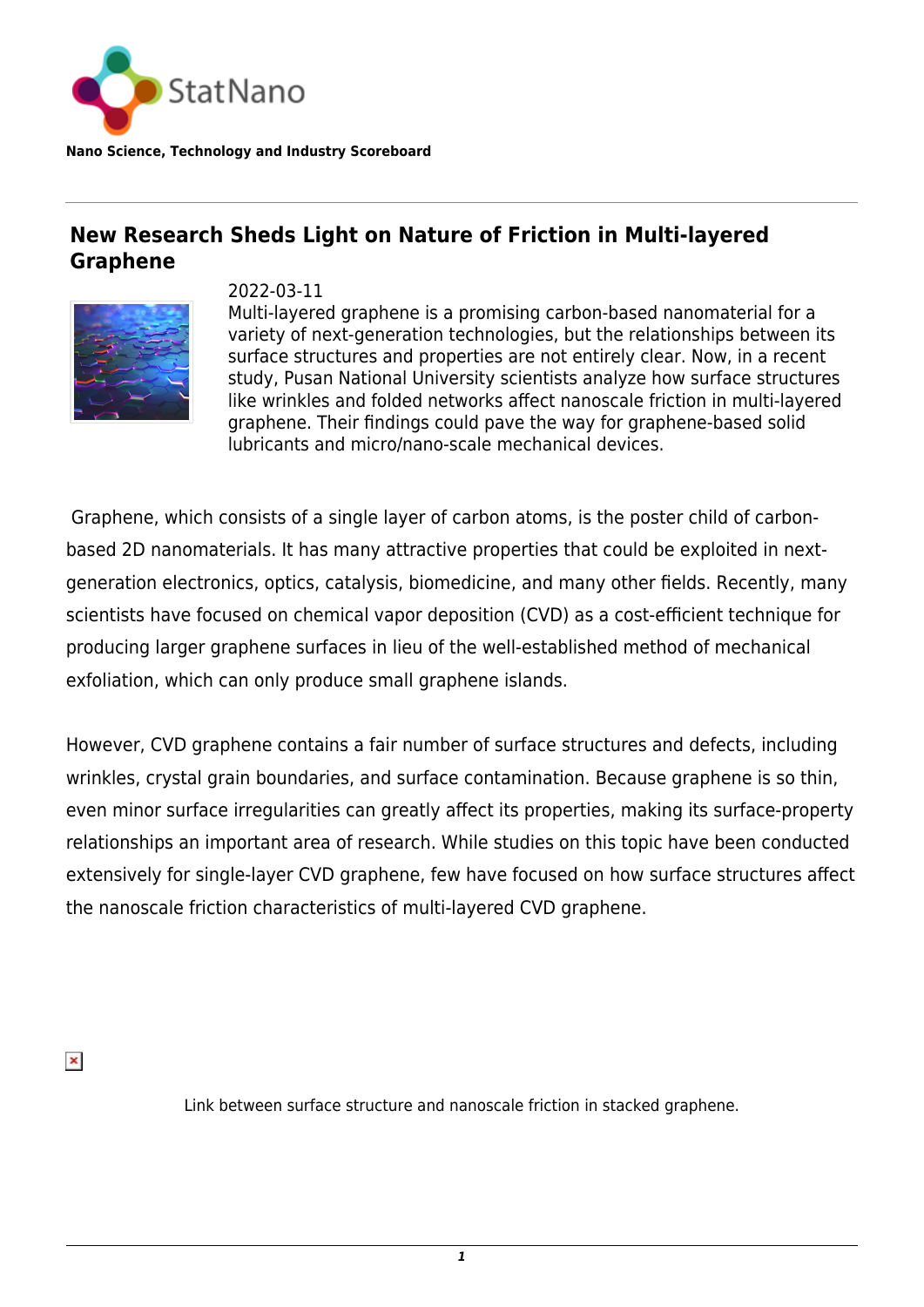StatNano

**Nano Science, Technology and Industry Scoreboard**

# New Research Sheds Light on Nature of Friction in Multi-layered Graphene

2022-03-11

Multi-layered graphene is a promising carbon-based nanomaterial for a variety of next-generation technologies, but the relationships between its surface structures and properties are not entirely clear. Now, in a recent study, Pusan National University scientists analyze how surface structures like wrinkles and folded networks affect nanoscale friction in multi-layered graphene. Their findings could pave the way for graphene-based solid lubricants and micro/nano-scale mechanical devices.

Graphene, which consists of a single layer of carbon atoms, is the poster child of carbon-based 2D nanomaterials. It has many attractive properties that could be exploited in next-generation electronics, optics, catalysis, biomedicine, and many other fields. Recently, many scientists have focused on chemical vapor deposition (CVD) as a cost-efficient technique for producing larger graphene surfaces in lieu of the well-established method of mechanical exfoliation, which can only produce small graphene islands.

However, CVD graphene contains a fair number of surface structures and defects, including wrinkles, crystal grain boundaries, and surface contamination. Because graphene is so thin, even minor surface irregularities can greatly affect its properties, making its surface-property relationships an important area of research. While studies on this topic have been conducted extensively for single-layer CVD graphene, few have focused on how surface structures affect the nanoscale friction characteristics of multi-layered CVD graphene.

Link between surface structure and nanoscale friction in stacked graphene.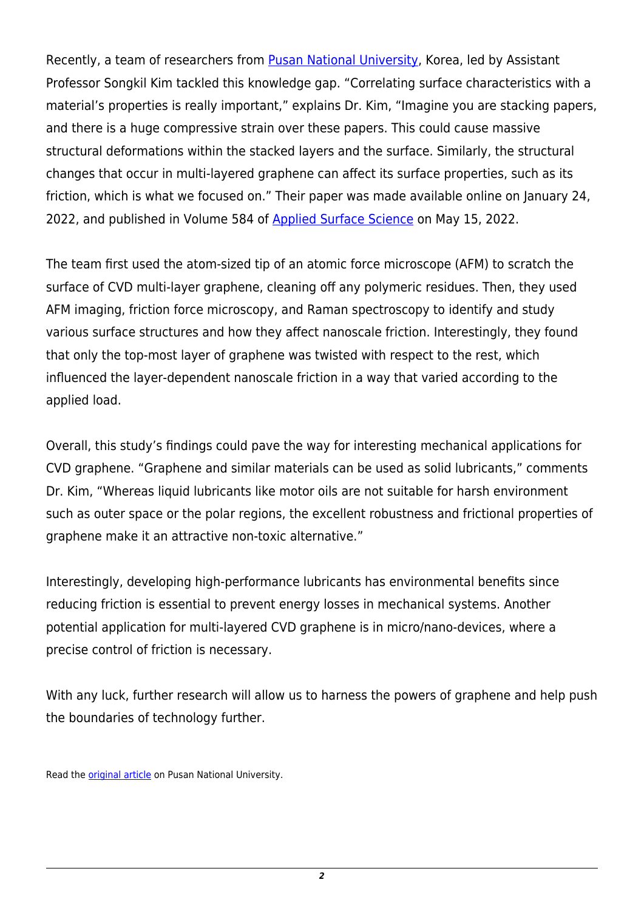Recently, a team of researchers from Pusan National University, Korea, led by Assistant Professor Songkil Kim tackled this knowledge gap. "Correlating surface characteristics with a material's properties is really important," explains Dr. Kim, "Imagine you are stacking papers, and there is a huge compressive strain over these papers. This could cause massive structural deformations within the stacked layers and the surface. Similarly, the structural changes that occur in multi-layered graphene can affect its surface properties, such as its friction, which is what we focused on." Their paper was made available online on January 24, 2022, and published in Volume 584 of Applied Surface Science on May 15, 2022.

The team first used the atom-sized tip of an atomic force microscope (AFM) to scratch the surface of CVD multi-layer graphene, cleaning off any polymeric residues. Then, they used AFM imaging, friction force microscopy, and Raman spectroscopy to identify and study various surface structures and how they affect nanoscale friction. Interestingly, they found that only the top-most layer of graphene was twisted with respect to the rest, which influenced the layer-dependent nanoscale friction in a way that varied according to the applied load.

Overall, this study's findings could pave the way for interesting mechanical applications for CVD graphene. "Graphene and similar materials can be used as solid lubricants," comments Dr. Kim, "Whereas liquid lubricants like motor oils are not suitable for harsh environment such as outer space or the polar regions, the excellent robustness and frictional properties of graphene make it an attractive non-toxic alternative."

Interestingly, developing high-performance lubricants has environmental benefits since reducing friction is essential to prevent energy losses in mechanical systems. Another potential application for multi-layered CVD graphene is in micro/nano-devices, where a precise control of friction is necessary.

With any luck, further research will allow us to harness the powers of graphene and help push the boundaries of technology further.

Read the original article on Pusan National University.